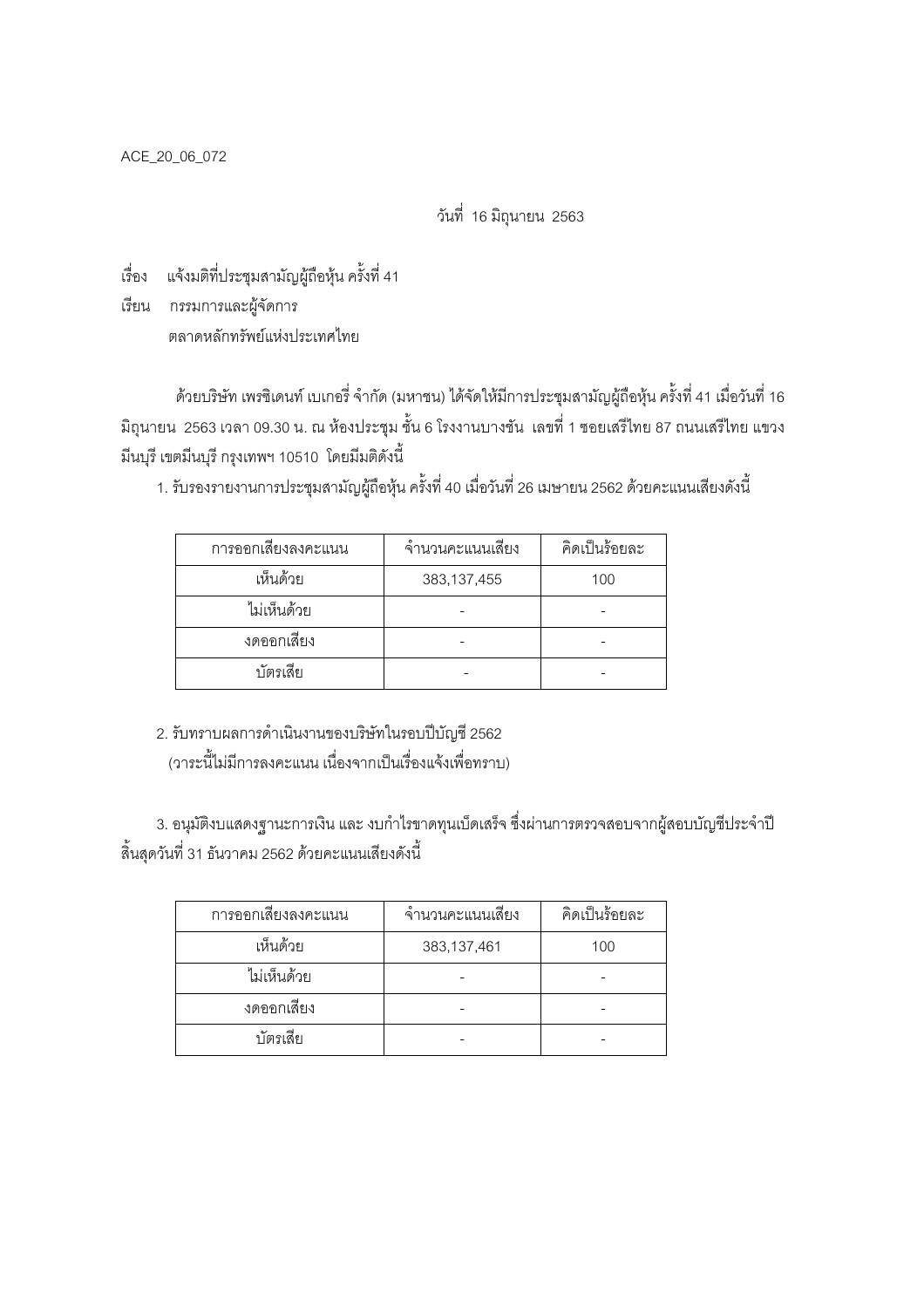ACE_20_06_072

วันที่ 16 มิถุนายน 2563

เรื่อง แจ้งมติที่ประชุมสามัญผู้ถือหุ้น ครั้งที่ 41

เรียน กรรมการและผู้จัดการ
ตลาดหลักทรัพย์แห่งประเทศไทย

ด้วยบริษัท เพรซิเดนท์ เบเกอรี่ จำกัด (มหาชน) ได้จัดให้มีการประชุมสามัญผู้ถือหุ้น ครั้งที่ 41 เมื่อวันที่ 16 มิถุนายน 2563 เวลา 09.30 น. ณ ห้องประชุม ชั้น 6 โรงงานบางชัน เลขที่ 1 ซอยเสรีไทย 87 ถนนเสรีไทย แขวงมีนบุรี เขตมีนบุรี กรุงเทพฯ 10510 โดยมีมติดังนี้

1. รับรองรายงานการประชุมสามัญผู้ถือหุ้น ครั้งที่ 40 เมื่อวันที่ 26 เมษายน 2562 ด้วยคะแนนเสียงดังนี้

| การออกเสียงลงคะแนน | จำนวนคะแนนเสียง | คิดเป็นร้อยละ |
|---|---|---|
| เห็นด้วย | 383,137,455 | 100 |
| ไม่เห็นด้วย | - | - |
| งดออกเสียง | - | - |
| บัตรเสีย | - | - |

2. รับทราบผลการดำเนินงานของบริษัทในรอบปีบัญชี 2562
(วาระนี้ไม่มีการลงคะแนน เนื่องจากเป็นเรื่องแจ้งเพื่อทราบ)

3. อนุมัติงบแสดงฐานะการเงิน และ งบกำไรขาดทุนเบ็ดเสร็จ ซึ่งผ่านการตรวจสอบจากผู้สอบบัญชีประจำปีสิ้นสุดวันที่ 31 ธันวาคม 2562 ด้วยคะแนนเสียงดังนี้

| การออกเสียงลงคะแนน | จำนวนคะแนนเสียง | คิดเป็นร้อยละ |
|---|---|---|
| เห็นด้วย | 383,137,461 | 100 |
| ไม่เห็นด้วย | - | - |
| งดออกเสียง | - | - |
| บัตรเสีย | - | - |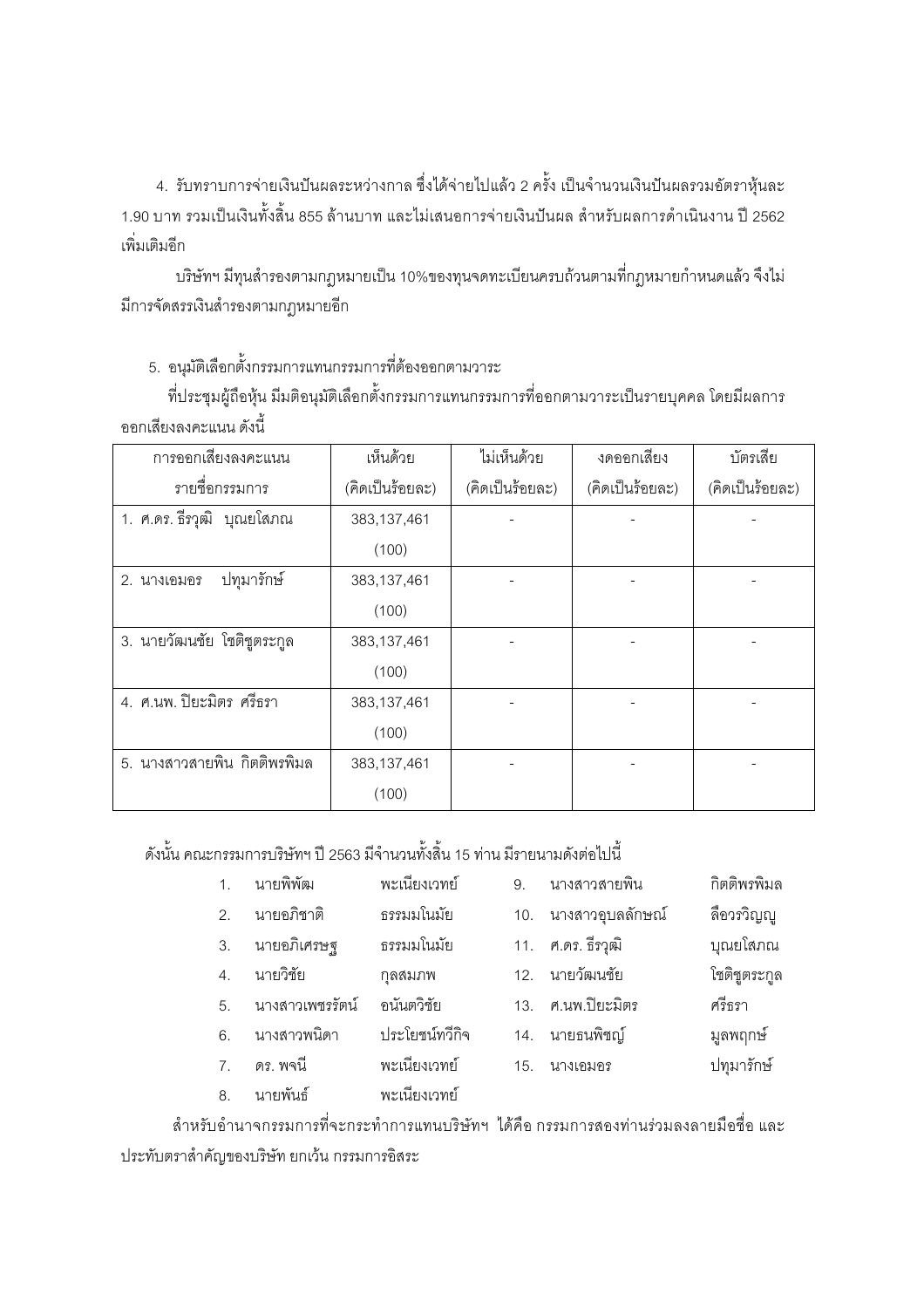4. รับทราบการจ่ายเงินปันผลระหว่างกาล ซึ่งได้จ่ายไปแล้ว 2 ครั้ง เป็นจำนวนเงินปันผลรวมอัตราหุ้นละ 1.90 บาท รวมเป็นเงินทั้งสิ้น 855 ล้านบาท และไม่เสนอการจ่ายเงินปันผล สำหรับผลการดำเนินงาน ปี 2562 เพิ่มเติมอีก

บริษัทฯ มีทุนสำรองตามกฎหมายเป็น 10%ของทุนจดทะเบียนครบถ้วนตามที่กฎหมายกำหนดแล้ว จึงไม่มีการจัดสรรเงินสำรองตามกฎหมายอีก

5. อนุมัติเลือกตั้งกรรมการแทนกรรมการที่ต้องออกตามวาระ

ที่ประชุมผู้ถือหุ้น มีมติอนุมัติเลือกตั้งกรรมการแทนกรรมการที่ออกตามวาระเป็นรายบุคคล โดยมีผลการออกเสียงลงคะแนน ดังนี้

| การออกเสียงลงคะแนน รายชื่อกรรมการ | เห็นด้วย (คิดเป็นร้อยละ) | ไม่เห็นด้วย (คิดเป็นร้อยละ) | งดออกเสียง (คิดเป็นร้อยละ) | บัตรเสีย (คิดเป็นร้อยละ) |
|---|---|---|---|---|
| 1. ศ.ดร. ธีรวุฒิ บุณยโสภณ | 383,137,461 (100) | - | - | - |
| 2. นางเอมอร ปทุมารักษ์ | 383,137,461 (100) | - | - | - |
| 3. นายวัฒนชัย โชติชูตระกูล | 383,137,461 (100) | - | - | - |
| 4. ศ.นพ. ปิยะมิตร ศรีธรา | 383,137,461 (100) | - | - | - |
| 5. นางสาวสายพิน กิตติพรพิมล | 383,137,461 (100) | - | - | - |

ดังนั้น คณะกรรมการบริษัทฯ ปี 2563 มีจำนวนทั้งสิ้น 15 ท่าน มีรายนามดังต่อไปนี้

1. นายพิพัฒ พะเนียงเวทย์
2. นายอภิชาติ ธรรมมโนมัย
3. นายอภิเศรษฐ ธรรมมโนมัย
4. นายวิชัย กุลสมภพ
5. นางสาวเพชรรัตน์ อนันตวิชัย
6. นางสาวพนิดา ประโยชน์ทวีกิจ
7. ดร. พจนี พะเนียงเวทย์
8. นายพันธ์ พะเนียงเวทย์
9. นางสาวสายพิน กิตติพรพิมล
10. นางสาวอุบลลักษณ์ ลือวรวิญญู
11. ศ.ดร. ธีรวุฒิ บุณยโสภณ
12. นายวัฒนชัย โชติชูตระกูล
13. ศ.นพ.ปิยะมิตร ศรีธรา
14. นายธนพิชญ์ มูลพฤกษ์
15. นางเอมอร ปทุมารักษ์

สำหรับอำนาจกรรมการที่จะกระทำการแทนบริษัทฯ ได้คือ กรรมการสองท่านร่วมลงลายมือชื่อ และประทับตราสำคัญของบริษัท ยกเว้น กรรมการอิสระ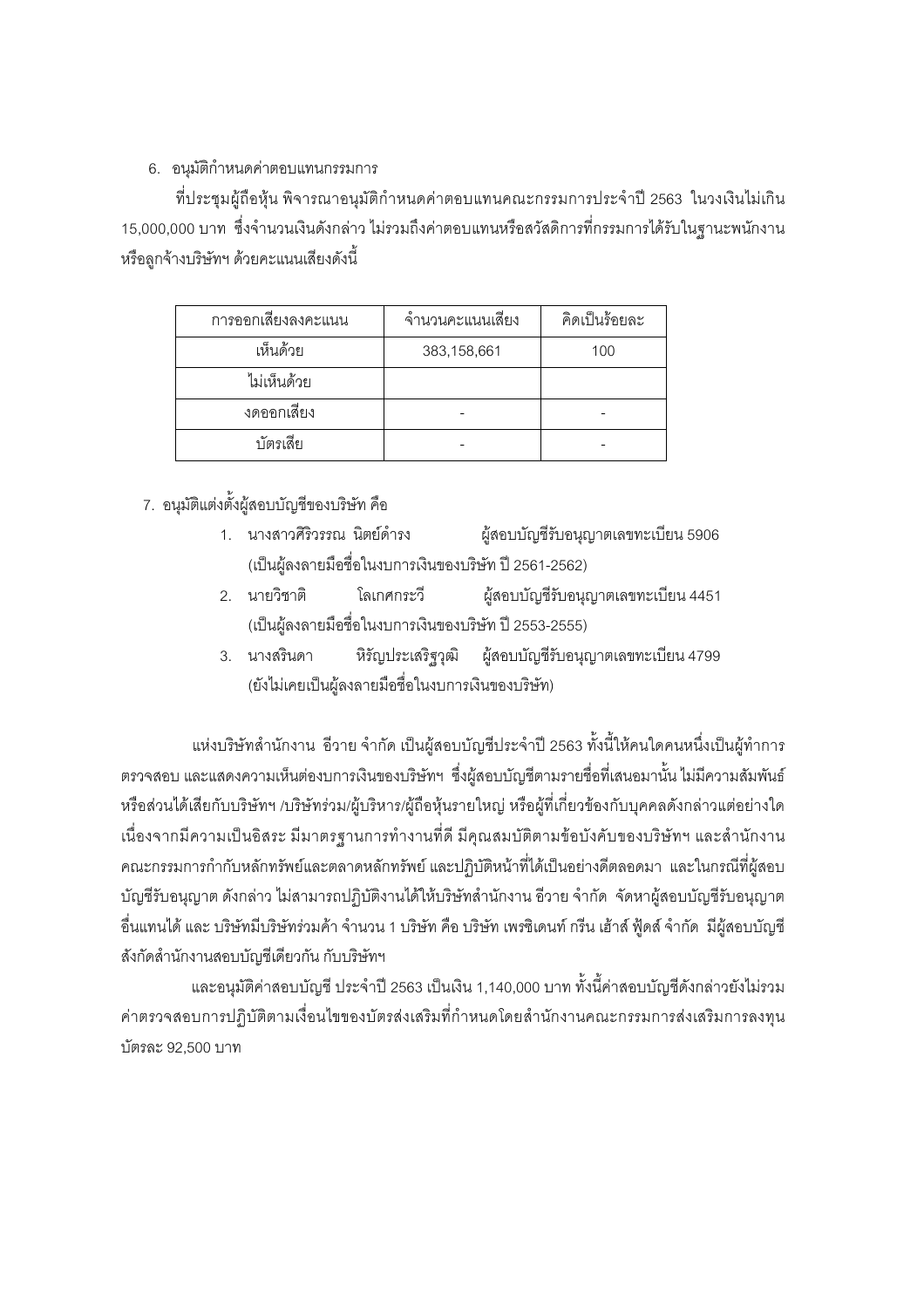6. อนุมัติกำหนดค่าตอบแทนกรรมการ

ที่ประชุมผู้ถือหุ้น พิจารณาอนุมัติกำหนดค่าตอบแทนคณะกรรมการประจำปี 2563 ในวงเงินไม่เกิน 15,000,000 บาท ซึ่งจำนวนเงินดังกล่าว ไม่รวมถึงค่าตอบแทนหรือสวัสดิการที่กรรมการได้รับในฐานะพนักงาน หรือลูกจ้างบริษัทฯ ด้วยคะแนนเสียงดังนี้

| การออกเสียงลงคะแนน | จำนวนคะแนนเสียง | คิดเป็นร้อยละ |
|---|---|---|
| เห็นด้วย | 383,158,661 | 100 |
| ไม่เห็นด้วย | | |
| งดออกเสียง | - | - |
| บัตรเสีย | - | - |

7. อนุมัติแต่งตั้งผู้สอบบัญชีของบริษัท คือ

1. นางสาวศิริวรรณ นิตย์ดำรง ผู้สอบบัญชีรับอนุญาตเลขทะเบียน 5906 (เป็นผู้ลงลายมือชื่อในงบการเงินของบริษัท ปี 2561-2562)
2. นายวิชาติ โลเกศกระวี ผู้สอบบัญชีรับอนุญาตเลขทะเบียน 4451 (เป็นผู้ลงลายมือชื่อในงบการเงินของบริษัท ปี 2553-2555)
3. นางสรินดา หิรัญประเสริฐวุฒิ ผู้สอบบัญชีรับอนุญาตเลขทะเบียน 4799 (ยังไม่เคยเป็นผู้ลงลายมือชื่อในงบการเงินของบริษัท)

แห่งบริษัทสำนักงาน อีวาย จำกัด เป็นผู้สอบบัญชีประจำปี 2563 ทั้งนี้ให้คนใดคนหนึ่งเป็นผู้ทำการตรวจสอบ และแสดงความเห็นต่องบการเงินของบริษัทฯ ซึ่งผู้สอบบัญชีตามรายชื่อที่เสนอมานั้น ไม่มีความสัมพันธ์หรือส่วนได้เสียกับบริษัทฯ /บริษัทร่วม/ผู้บริหาร/ผู้ถือหุ้นรายใหญ่ หรือผู้ที่เกี่ยวข้องกับบุคคลดังกล่าวแต่อย่างใด เนื่องจากมีความเป็นอิสระ มีมาตรฐานการทำงานที่ดี มีคุณสมบัติตามข้อบังคับของบริษัทฯ และสำนักงานคณะกรรมการกำกับหลักทรัพย์และตลาดหลักทรัพย์ และปฏิบัติหน้าที่ได้เป็นอย่างดีตลอดมา และในกรณีที่ผู้สอบบัญชีรับอนุญาต ดังกล่าว ไม่สามารถปฏิบัติงานได้ให้บริษัทสำนักงาน อีวาย จำกัด จัดหาผู้สอบบัญชีรับอนุญาตอื่นแทนได้ และ บริษัทมีบริษัทร่วมค้า จำนวน 1 บริษัท คือ บริษัท เพรซิเดนท์ กรีน เฮ้าส์ ฟู้ดส์ จำกัด มีผู้สอบบัญชีสังกัดสำนักงานสอบบัญชีเดียวกัน กับบริษัทฯ

และอนุมัติค่าสอบบัญชี ประจำปี 2563 เป็นเงิน 1,140,000 บาท ทั้งนี้ค่าสอบบัญชีดังกล่าวยังไม่รวมค่าตรวจสอบการปฏิบัติตามเงื่อนไขของบัตรส่งเสริมที่กำหนดโดยสำนักงานคณะกรรมการส่งเสริมการลงทุน บัตรละ 92,500 บาท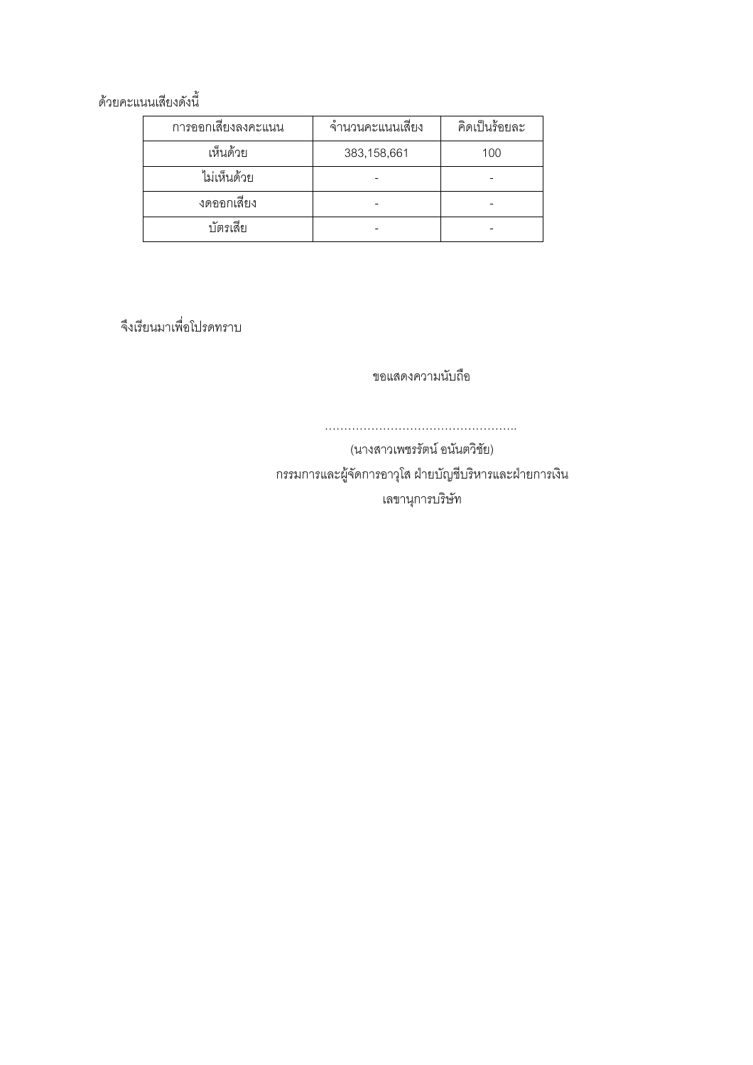ด้วยคะแนนเสียงดังนี้

| การออกเสียงลงคะแนน | จำนวนคะแนนเสียง | คิดเป็นร้อยละ |
|---|---|---|
| เห็นด้วย | 383,158,661 | 100 |
| ไม่เห็นด้วย | - | - |
| งดออกเสียง | - | - |
| บัตรเสีย | - | - |

จึงเรียนมาเพื่อโปรดทราบ

ขอแสดงความนับถือ

…………………………………………..

(นางสาวเพชรรัตน์ อนันตวิชัย)

กรรมการและผู้จัดการอาวุโส ฝ่ายบัญชีบริหารและฝ่ายการเงิน

เลขานุการบริษัท